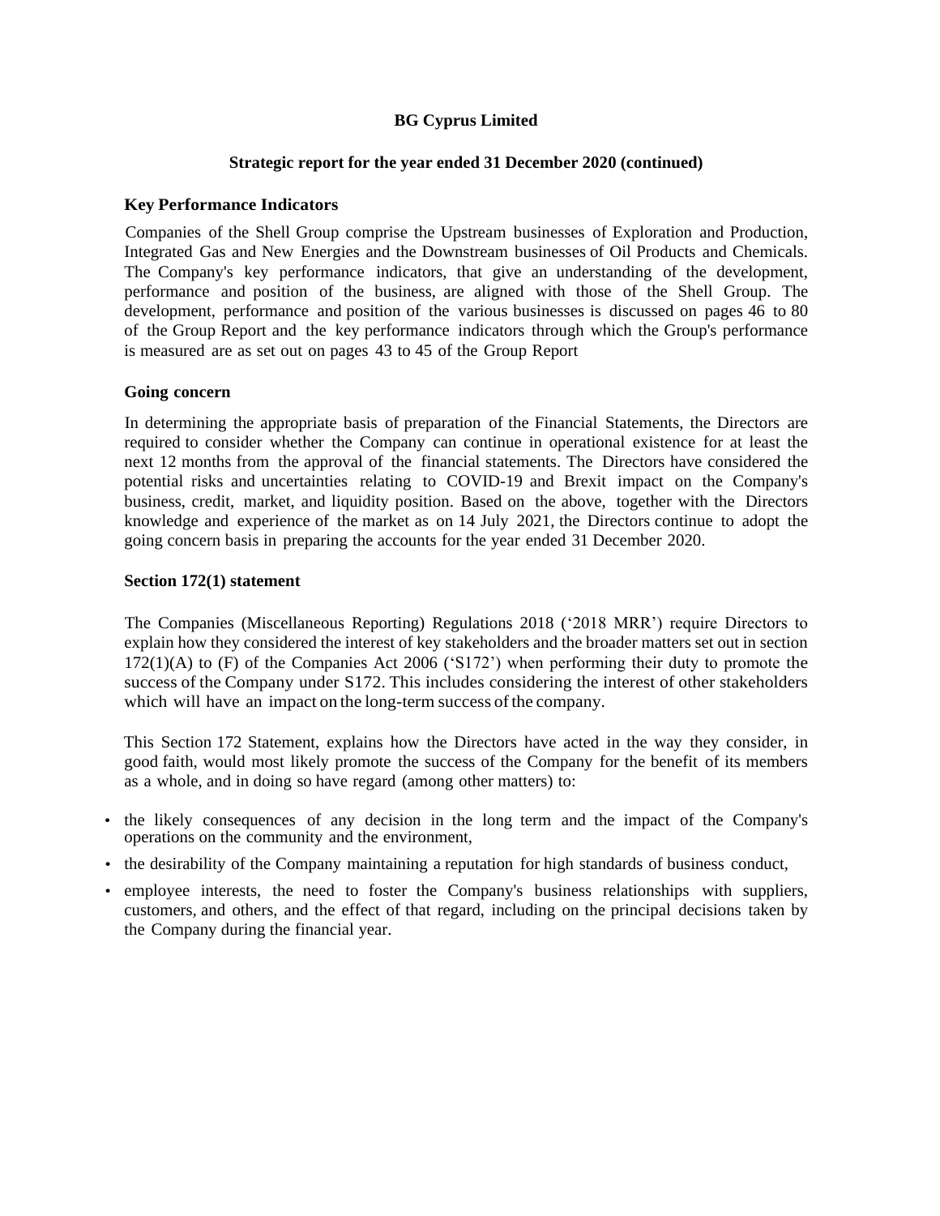**BG Cyprus Limited**

**Strategic report for the year ended 31 December 2020 (continued)**

## Key Performance Indicators

Companies of the Shell Group comprise the Upstream businesses of Exploration and Production, Integrated Gas and New Energies and the Downstream businesses of Oil Products and Chemicals. The Company's key performance indicators, that give an understanding of the development, performance and position of the business, are aligned with those of the Shell Group. The development, performance and position of the various businesses is discussed on pages 46 to 80 of the Group Report and the key performance indicators through which the Group's performance is measured are as set out on pages 43 to 45 of the Group Report

### Going concern

In determining the appropriate basis of preparation of the Financial Statements, the Directors are required to consider whether the Company can continue in operational existence for at least the next 12 months from the approval of the financial statements. The Directors have considered the potential risks and uncertainties relating to COVID-19 and Brexit impact on the Company's business, credit, market, and liquidity position. Based on the above, together with the Directors knowledge and experience of the market as on 14 July 2021, the Directors continue to adopt the going concern basis in preparing the accounts for the year ended 31 December 2020.

### Section 172(1) statement

The Companies (Miscellaneous Reporting) Regulations 2018 ('2018 MRR') require Directors to explain how they considered the interest of key stakeholders and the broader matters set out in section 172(1)(A) to (F) of the Companies Act 2006 ('S172') when performing their duty to promote the success of the Company under S172. This includes considering the interest of other stakeholders which will have an impact on the long-term success of the company.

This Section 172 Statement, explains how the Directors have acted in the way they consider, in good faith, would most likely promote the success of the Company for the benefit of its members as a whole, and in doing so have regard (among other matters) to:

- the likely consequences of any decision in the long term and the impact of the Company's operations on the community and the environment,
- the desirability of the Company maintaining a reputation for high standards of business conduct,
- employee interests, the need to foster the Company's business relationships with suppliers, customers, and others, and the effect of that regard, including on the principal decisions taken by the Company during the financial year.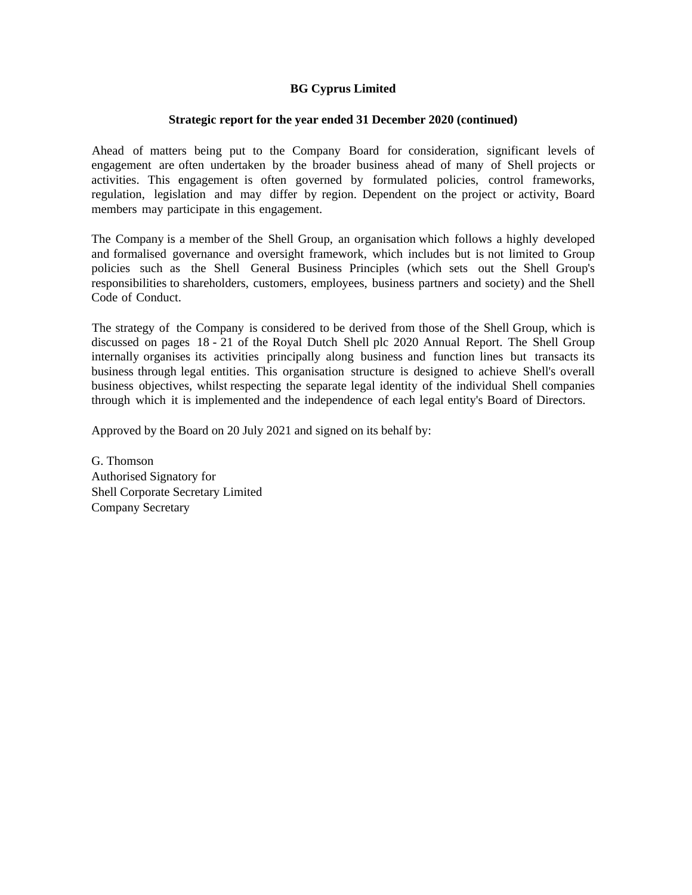**BG Cyprus Limited**

**Strategic report for the year ended 31 December 2020 (continued)**

Ahead of matters being put to the Company Board for consideration, significant levels of engagement are often undertaken by the broader business ahead of many of Shell projects or activities. This engagement is often governed by formulated policies, control frameworks, regulation, legislation and may differ by region. Dependent on the project or activity, Board members may participate in this engagement.

The Company is a member of the Shell Group, an organisation which follows a highly developed and formalised governance and oversight framework, which includes but is not limited to Group policies such as the Shell General Business Principles (which sets out the Shell Group's responsibilities to shareholders, customers, employees, business partners and society) and the Shell Code of Conduct.

The strategy of the Company is considered to be derived from those of the Shell Group, which is discussed on pages 18 - 21 of the Royal Dutch Shell plc 2020 Annual Report. The Shell Group internally organises its activities principally along business and function lines but transacts its business through legal entities. This organisation structure is designed to achieve Shell's overall business objectives, whilst respecting the separate legal identity of the individual Shell companies through which it is implemented and the independence of each legal entity's Board of Directors.

Approved by the Board on 20 July 2021 and signed on its behalf by:

G. Thomson  
Authorised Signatory for  
Shell Corporate Secretary Limited  
Company Secretary